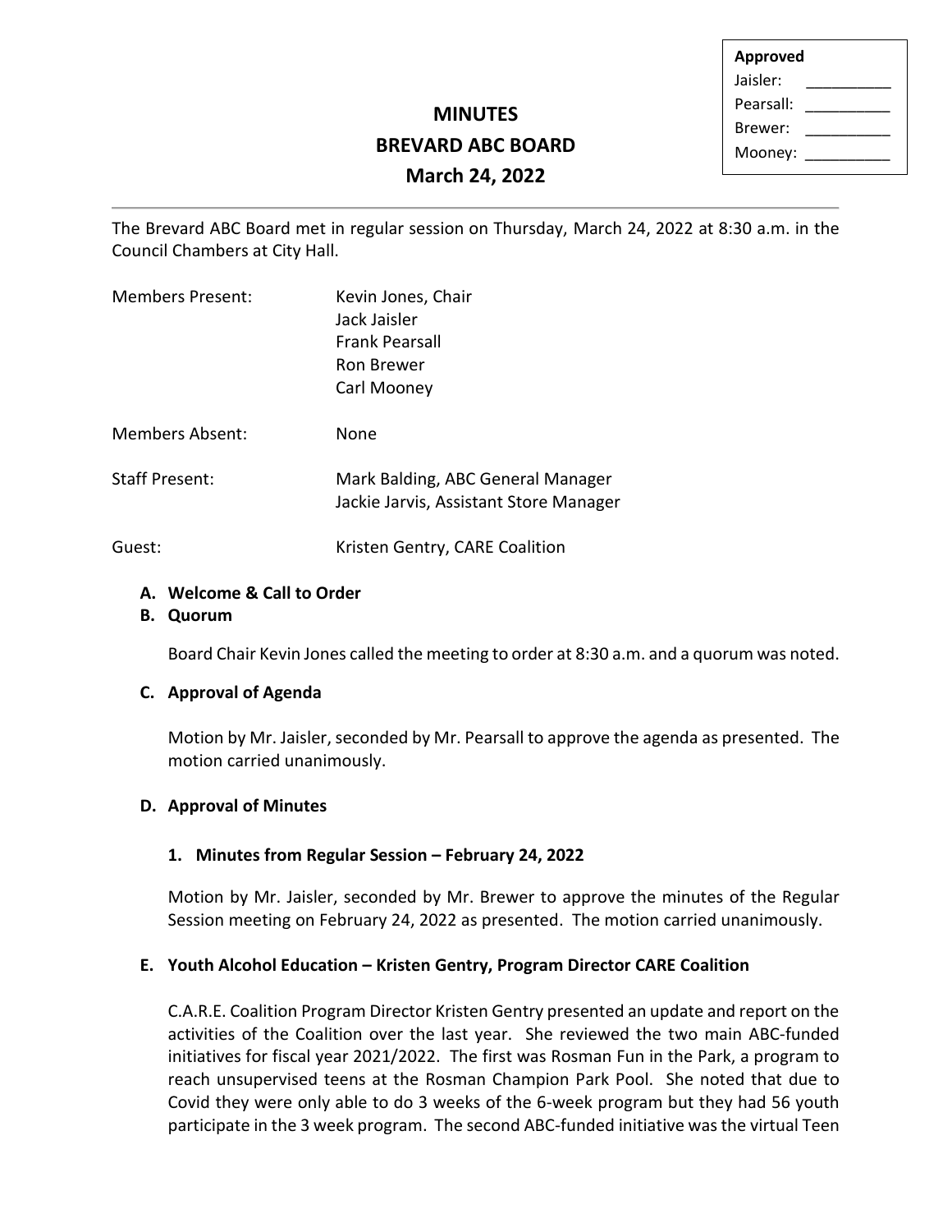| Approved | |
|---|---|
| Jaisler: | __________ |
| Pearsall: | __________ |
| Brewer: | __________ |
| Mooney: | __________ |

# MINUTES
# BREVARD ABC BOARD
# March 24, 2022

The Brevard ABC Board met in regular session on Thursday, March 24, 2022 at 8:30 a.m. in the Council Chambers at City Hall.

| | |
|---|---|
| Members Present: | Kevin Jones, Chair<br>Jack Jaisler<br>Frank Pearsall<br>Ron Brewer<br>Carl Mooney |
| Members Absent: | None |
| Staff Present: | Mark Balding, ABC General Manager<br>Jackie Jarvis, Assistant Store Manager |
| Guest: | Kristen Gentry, CARE Coalition |

**A. Welcome & Call to Order**

**B. Quorum**

Board Chair Kevin Jones called the meeting to order at 8:30 a.m. and a quorum was noted.

**C. Approval of Agenda**

Motion by Mr. Jaisler, seconded by Mr. Pearsall to approve the agenda as presented. The motion carried unanimously.

**D. Approval of Minutes**

**1. Minutes from Regular Session – February 24, 2022**

Motion by Mr. Jaisler, seconded by Mr. Brewer to approve the minutes of the Regular Session meeting on February 24, 2022 as presented. The motion carried unanimously.

**E. Youth Alcohol Education – Kristen Gentry, Program Director CARE Coalition**

C.A.R.E. Coalition Program Director Kristen Gentry presented an update and report on the activities of the Coalition over the last year. She reviewed the two main ABC-funded initiatives for fiscal year 2021/2022. The first was Rosman Fun in the Park, a program to reach unsupervised teens at the Rosman Champion Park Pool. She noted that due to Covid they were only able to do 3 weeks of the 6-week program but they had 56 youth participate in the 3 week program. The second ABC-funded initiative was the virtual Teen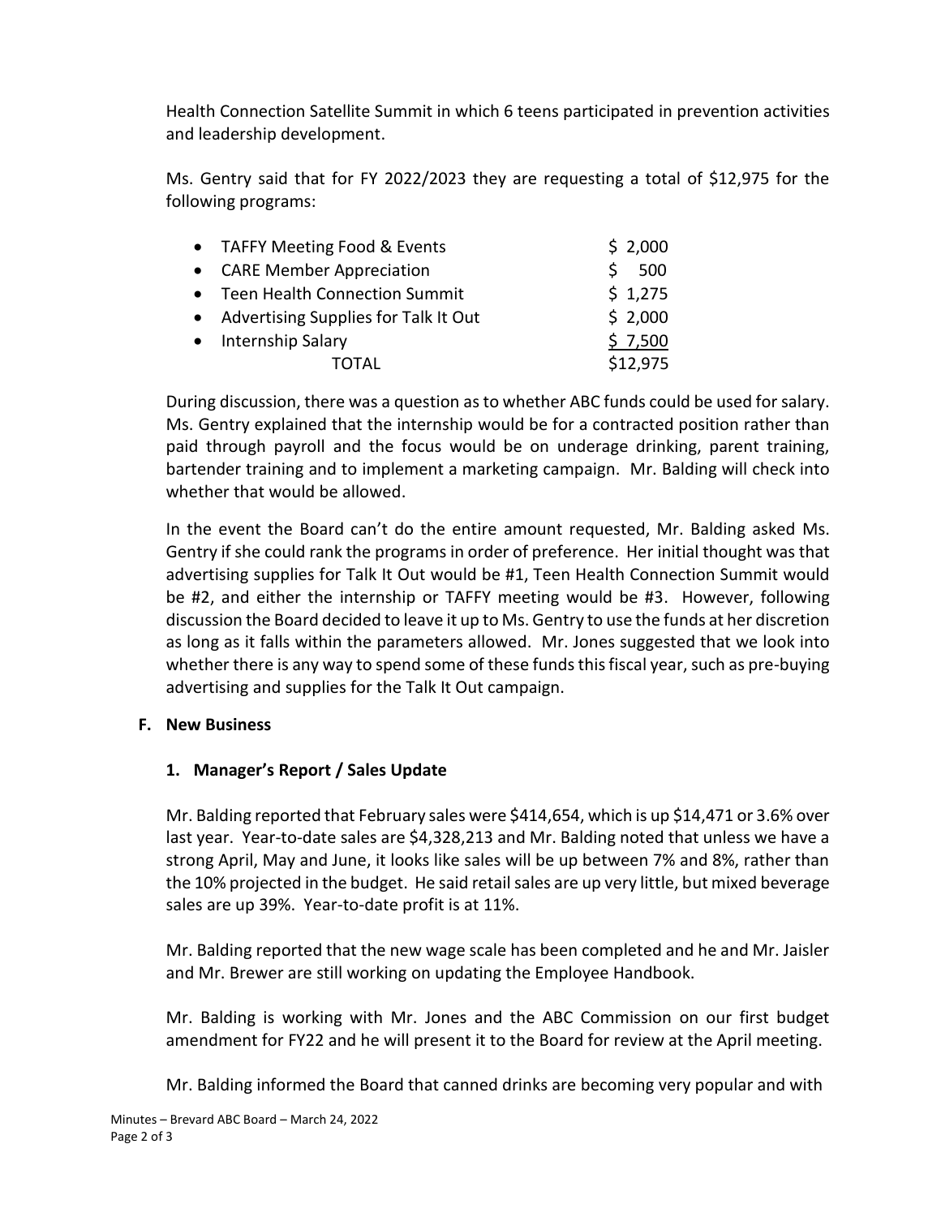Health Connection Satellite Summit in which 6 teens participated in prevention activities and leadership development.

Ms. Gentry said that for FY 2022/2023 they are requesting a total of $12,975 for the following programs:

| Program | Amount |
|---|---|
| • TAFFY Meeting Food & Events | $ 2,000 |
| • CARE Member Appreciation | $ 500 |
| • Teen Health Connection Summit | $ 1,275 |
| • Advertising Supplies for Talk It Out | $ 2,000 |
| • Internship Salary | $ 7,500 |
| TOTAL | $12,975 |

During discussion, there was a question as to whether ABC funds could be used for salary. Ms. Gentry explained that the internship would be for a contracted position rather than paid through payroll and the focus would be on underage drinking, parent training, bartender training and to implement a marketing campaign. Mr. Balding will check into whether that would be allowed.

In the event the Board can't do the entire amount requested, Mr. Balding asked Ms. Gentry if she could rank the programs in order of preference. Her initial thought was that advertising supplies for Talk It Out would be #1, Teen Health Connection Summit would be #2, and either the internship or TAFFY meeting would be #3. However, following discussion the Board decided to leave it up to Ms. Gentry to use the funds at her discretion as long as it falls within the parameters allowed. Mr. Jones suggested that we look into whether there is any way to spend some of these funds this fiscal year, such as pre-buying advertising and supplies for the Talk It Out campaign.

**F. New Business**

**1. Manager's Report / Sales Update**

Mr. Balding reported that February sales were $414,654, which is up $14,471 or 3.6% over last year. Year-to-date sales are $4,328,213 and Mr. Balding noted that unless we have a strong April, May and June, it looks like sales will be up between 7% and 8%, rather than the 10% projected in the budget. He said retail sales are up very little, but mixed beverage sales are up 39%. Year-to-date profit is at 11%.

Mr. Balding reported that the new wage scale has been completed and he and Mr. Jaisler and Mr. Brewer are still working on updating the Employee Handbook.

Mr. Balding is working with Mr. Jones and the ABC Commission on our first budget amendment for FY22 and he will present it to the Board for review at the April meeting.

Mr. Balding informed the Board that canned drinks are becoming very popular and with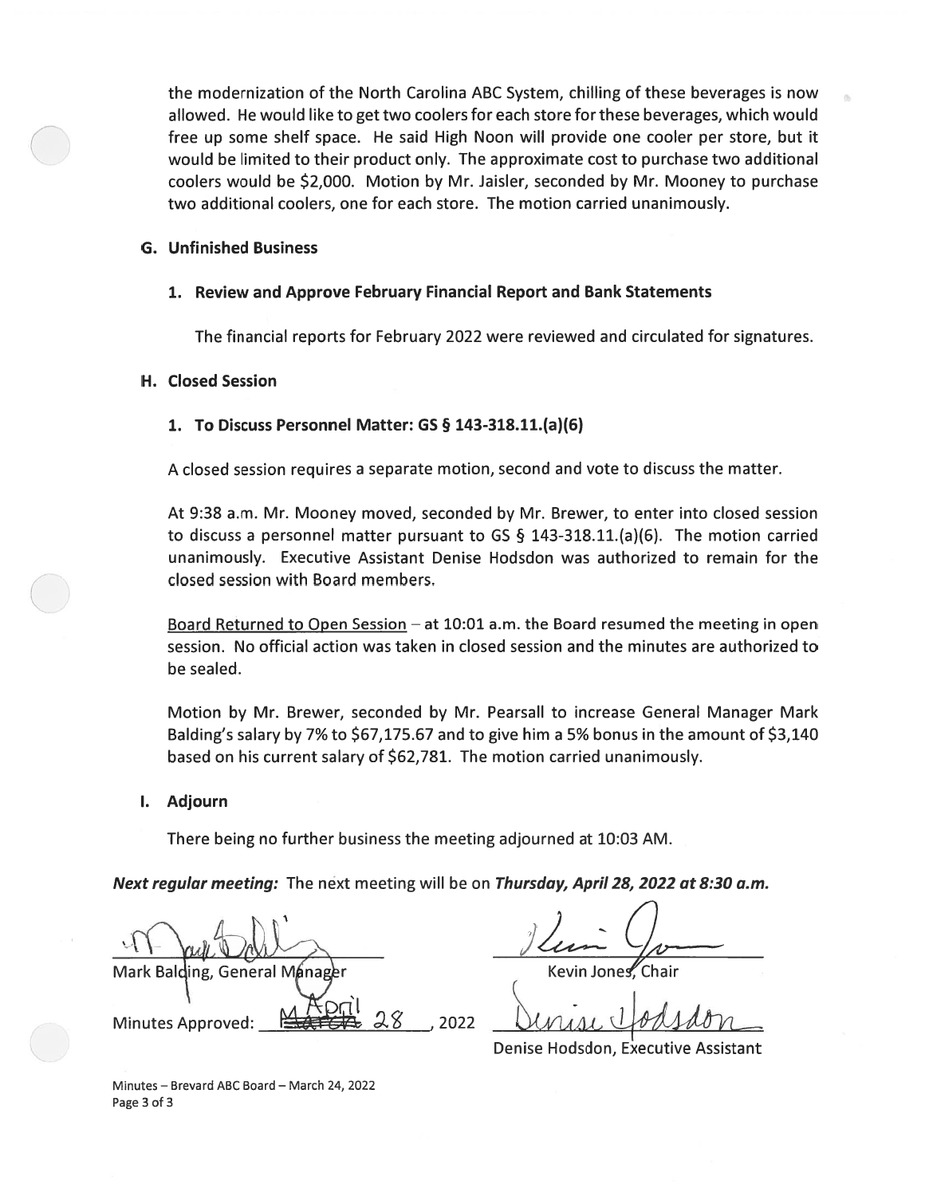the modernization of the North Carolina ABC System, chilling of these beverages is now allowed. He would like to get two coolers for each store for these beverages, which would free up some shelf space. He said High Noon will provide one cooler per store, but it would be limited to their product only. The approximate cost to purchase two additional coolers would be $2,000. Motion by Mr. Jaisler, seconded by Mr. Mooney to purchase two additional coolers, one for each store. The motion carried unanimously.

**G. Unfinished Business**

**1. Review and Approve February Financial Report and Bank Statements**

The financial reports for February 2022 were reviewed and circulated for signatures.

**H. Closed Session**

**1. To Discuss Personnel Matter: GS § 143-318.11.(a)(6)**

A closed session requires a separate motion, second and vote to discuss the matter.

At 9:38 a.m. Mr. Mooney moved, seconded by Mr. Brewer, to enter into closed session to discuss a personnel matter pursuant to GS § 143-318.11.(a)(6). The motion carried unanimously. Executive Assistant Denise Hodsdon was authorized to remain for the closed session with Board members.

Board Returned to Open Session – at 10:01 a.m. the Board resumed the meeting in open session. No official action was taken in closed session and the minutes are authorized to be sealed.

Motion by Mr. Brewer, seconded by Mr. Pearsall to increase General Manager Mark Balding's salary by 7% to $67,175.67 and to give him a 5% bonus in the amount of $3,140 based on his current salary of $62,781. The motion carried unanimously.

**I. Adjourn**

There being no further business the meeting adjourned at 10:03 AM.

***Next regular meeting:*** The next meeting will be on ***Thursday, April 28, 2022 at 8:30 a.m.***

Mark Balding, General Manager

Kevin Jones, Chair

Minutes Approved: ~~March~~ April 28, 2022

Denise Hodsdon, Executive Assistant